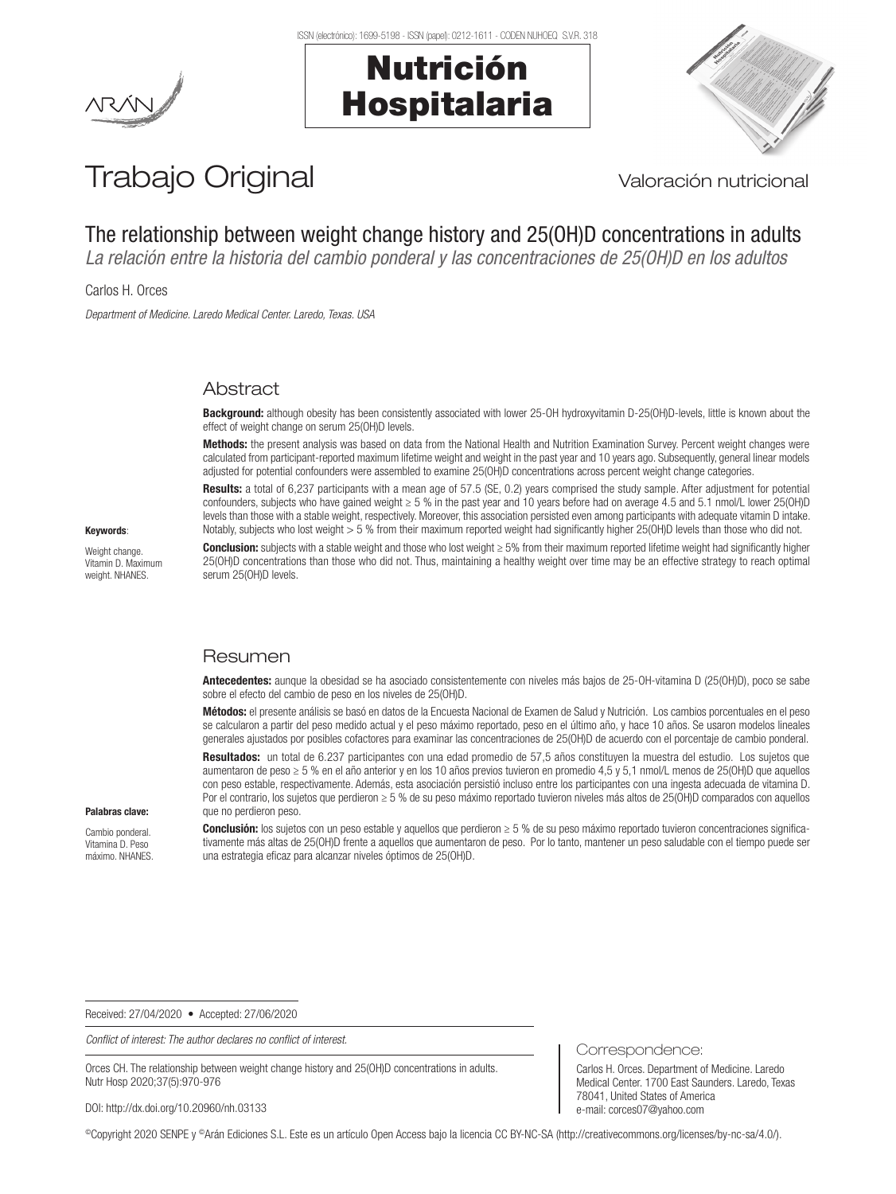# Trabajo Original

Valoración nutricional

## The relationship between weight change history and 25(OH)D concentrations in adults

*La relación entre la historia del cambio ponderal y las concentraciones de 25(OH)D en los adultos*

Carlos H. Orces

*Department of Medicine. Laredo Medical Center. Laredo, Texas. USA*

### Abstract

**Background:** although obesity has been consistently associated with lower 25-OH hydroxyvitamin D-25(OH)D-levels, little is known about the effect of weight change on serum 25(OH)D levels.

**Methods:** the present analysis was based on data from the National Health and Nutrition Examination Survey. Percent weight changes were calculated from participant-reported maximum lifetime weight and weight in the past year and 10 years ago. Subsequently, general linear models adjusted for potential confounders were assembled to examine 25(OH)D concentrations across percent weight change categories.

**Results:** a total of 6,237 participants with a mean age of 57.5 (SE, 0.2) years comprised the study sample. After adjustment for potential confounders, subjects who have gained weight ≥ 5 % in the past year and 10 years before had on average 4.5 and 5.1 nmol/L lower 25(OH)D levels than those with a stable weight, respectively. Moreover, this association persisted even among participants with adequate vitamin D intake. Notably, subjects who lost weight > 5 % from their maximum reported weight had significantly higher 25(OH)D levels than those who did not.

**Conclusion:** subjects with a stable weight and those who lost weight ≥ 5% from their maximum reported lifetime weight had significantly higher 25(OH)D concentrations than those who did not. Thus, maintaining a healthy weight over time may be an effective strategy to reach optimal serum 25(OH)D levels.

**Keywords**:

Weight change. Vitamin D. Maximum weight. NHANES.

### Resumen

**Antecedentes:** aunque la obesidad se ha asociado consistentemente con niveles más bajos de 25-OH-vitamina D (25(OH)D), poco se sabe sobre el efecto del cambio de peso en los niveles de 25(OH)D.

**Métodos:** el presente análisis se basó en datos de la Encuesta Nacional de Examen de Salud y Nutrición. Los cambios porcentuales en el peso se calcularon a partir del peso medido actual y el peso máximo reportado, peso en el último año, y hace 10 años. Se usaron modelos lineales generales ajustados por posibles cofactores para examinar las concentraciones de 25(OH)D de acuerdo con el porcentaje de cambio ponderal.

**Resultados:** un total de 6.237 participantes con una edad promedio de 57,5 años constituyen la muestra del estudio. Los sujetos que aumentaron de peso ≥ 5 % en el año anterior y en los 10 años previos tuvieron en promedio 4,5 y 5,1 nmol/L menos de 25(OH)D que aquellos con peso estable, respectivamente. Además, esta asociación persistió incluso entre los participantes con una ingesta adecuada de vitamina D. Por el contrario, los sujetos que perdieron ≥ 5 % de su peso máximo reportado tuvieron niveles más altos de 25(OH)D comparados con aquellos que no perdieron peso.

**Conclusión:** los sujetos con un peso estable y aquellos que perdieron ≥ 5 % de su peso máximo reportado tuvieron concentraciones significativamente más altas de 25(OH)D frente a aquellos que aumentaron de peso. Por lo tanto, mantener un peso saludable con el tiempo puede ser una estrategia eficaz para alcanzar niveles óptimos de 25(OH)D.

**Palabras clave:**

Cambio ponderal. Vitamina D. Peso máximo. NHANES.

Received: 27/04/2020 • Accepted: 27/06/2020

*Conflict of interest: The author declares no conflict of interest.*

Orces CH. The relationship between weight change history and 25(OH)D concentrations in adults. Nutr Hosp 2020;37(5):970-976

DOI: http://dx.doi.org/10.20960/nh.03133

Correspondence:

Carlos H. Orces. Department of Medicine. Laredo Medical Center. 1700 East Saunders. Laredo, Texas 78041, United States of America
e-mail: corces07@yahoo.com

©Copyright 2020 SENPE y ©Arán Ediciones S.L. Este es un artículo Open Access bajo la licencia CC BY-NC-SA (http://creativecommons.org/licenses/by-nc-sa/4.0/).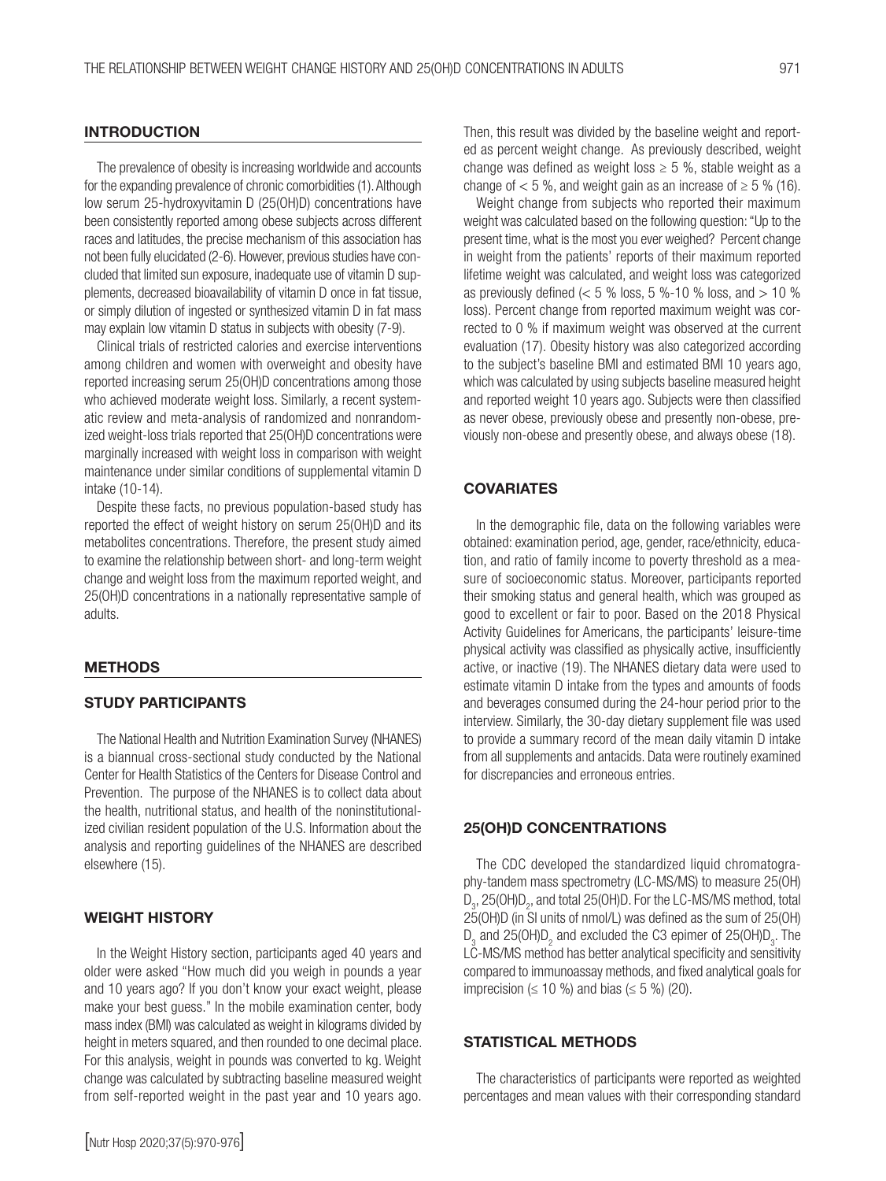## INTRODUCTION

The prevalence of obesity is increasing worldwide and accounts for the expanding prevalence of chronic comorbidities (1). Although low serum 25-hydroxyvitamin D (25(OH)D) concentrations have been consistently reported among obese subjects across different races and latitudes, the precise mechanism of this association has not been fully elucidated (2-6). However, previous studies have concluded that limited sun exposure, inadequate use of vitamin D supplements, decreased bioavailability of vitamin D once in fat tissue, or simply dilution of ingested or synthesized vitamin D in fat mass may explain low vitamin D status in subjects with obesity (7-9).

Clinical trials of restricted calories and exercise interventions among children and women with overweight and obesity have reported increasing serum 25(OH)D concentrations among those who achieved moderate weight loss. Similarly, a recent systematic review and meta-analysis of randomized and nonrandomized weight-loss trials reported that 25(OH)D concentrations were marginally increased with weight loss in comparison with weight maintenance under similar conditions of supplemental vitamin D intake (10-14).

Despite these facts, no previous population-based study has reported the effect of weight history on serum 25(OH)D and its metabolites concentrations. Therefore, the present study aimed to examine the relationship between short- and long-term weight change and weight loss from the maximum reported weight, and 25(OH)D concentrations in a nationally representative sample of adults.

## METHODS

### STUDY PARTICIPANTS

The National Health and Nutrition Examination Survey (NHANES) is a biannual cross-sectional study conducted by the National Center for Health Statistics of the Centers for Disease Control and Prevention. The purpose of the NHANES is to collect data about the health, nutritional status, and health of the noninstitutionalized civilian resident population of the U.S. Information about the analysis and reporting guidelines of the NHANES are described elsewhere (15).

### WEIGHT HISTORY

In the Weight History section, participants aged 40 years and older were asked "How much did you weigh in pounds a year and 10 years ago? If you don't know your exact weight, please make your best guess." In the mobile examination center, body mass index (BMI) was calculated as weight in kilograms divided by height in meters squared, and then rounded to one decimal place. For this analysis, weight in pounds was converted to kg. Weight change was calculated by subtracting baseline measured weight from self-reported weight in the past year and 10 years ago. Then, this result was divided by the baseline weight and reported as percent weight change. As previously described, weight change was defined as weight loss ≥ 5 %, stable weight as a change of < 5 %, and weight gain as an increase of ≥ 5 % (16).

Weight change from subjects who reported their maximum weight was calculated based on the following question: "Up to the present time, what is the most you ever weighed? Percent change in weight from the patients' reports of their maximum reported lifetime weight was calculated, and weight loss was categorized as previously defined (< 5 % loss, 5 %-10 % loss, and > 10 % loss). Percent change from reported maximum weight was corrected to 0 % if maximum weight was observed at the current evaluation (17). Obesity history was also categorized according to the subject's baseline BMI and estimated BMI 10 years ago, which was calculated by using subjects baseline measured height and reported weight 10 years ago. Subjects were then classified as never obese, previously obese and presently non-obese, previously non-obese and presently obese, and always obese (18).

### COVARIATES

In the demographic file, data on the following variables were obtained: examination period, age, gender, race/ethnicity, education, and ratio of family income to poverty threshold as a measure of socioeconomic status. Moreover, participants reported their smoking status and general health, which was grouped as good to excellent or fair to poor. Based on the 2018 Physical Activity Guidelines for Americans, the participants' leisure-time physical activity was classified as physically active, insufficiently active, or inactive (19). The NHANES dietary data were used to estimate vitamin D intake from the types and amounts of foods and beverages consumed during the 24-hour period prior to the interview. Similarly, the 30-day dietary supplement file was used to provide a summary record of the mean daily vitamin D intake from all supplements and antacids. Data were routinely examined for discrepancies and erroneous entries.

### 25(OH)D CONCENTRATIONS

The CDC developed the standardized liquid chromatography-tandem mass spectrometry (LC-MS/MS) to measure 25(OH)$D_3$, 25(OH)$D_2$, and total 25(OH)D. For the LC-MS/MS method, total 25(OH)D (in SI units of nmol/L) was defined as the sum of 25(OH)$D_3$ and 25(OH)$D_2$ and excluded the C3 epimer of 25(OH)$D_3$. The LC-MS/MS method has better analytical specificity and sensitivity compared to immunoassay methods, and fixed analytical goals for imprecision (≤ 10 %) and bias (≤ 5 %) (20).

### STATISTICAL METHODS

The characteristics of participants were reported as weighted percentages and mean values with their corresponding standard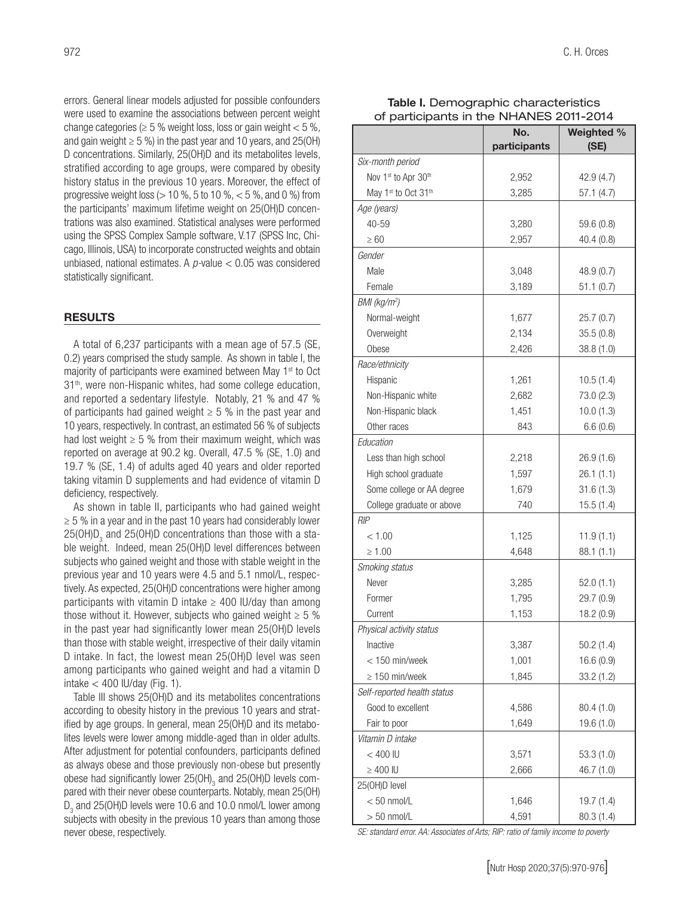errors. General linear models adjusted for possible confounders were used to examine the associations between percent weight change categories (≥ 5 % weight loss, loss or gain weight < 5 %, and gain weight ≥ 5 %) in the past year and 10 years, and 25(OH)D concentrations. Similarly, 25(OH)D and its metabolites levels, stratified according to age groups, were compared by obesity history status in the previous 10 years. Moreover, the effect of progressive weight loss (> 10 %, 5 to 10 %, < 5 %, and 0 %) from the participants' maximum lifetime weight on 25(OH)D concentrations was also examined. Statistical analyses were performed using the SPSS Complex Sample software, V.17 (SPSS Inc, Chicago, Illinois, USA) to incorporate constructed weights and obtain unbiased, national estimates. A *p*-value < 0.05 was considered statistically significant.

## RESULTS

A total of 6,237 participants with a mean age of 57.5 (SE, 0.2) years comprised the study sample. As shown in table I, the majority of participants were examined between May 1st to Oct 31th, were non-Hispanic whites, had some college education, and reported a sedentary lifestyle. Notably, 21 % and 47 % of participants had gained weight ≥ 5 % in the past year and 10 years, respectively. In contrast, an estimated 56 % of subjects had lost weight ≥ 5 % from their maximum weight, which was reported on average at 90.2 kg. Overall, 47.5 % (SE, 1.0) and 19.7 % (SE, 1.4) of adults aged 40 years and older reported taking vitamin D supplements and had evidence of vitamin D deficiency, respectively.

As shown in table II, participants who had gained weight ≥ 5 % in a year and in the past 10 years had considerably lower $25(OH)D_3$ and 25(OH)D concentrations than those with a stable weight. Indeed, mean 25(OH)D level differences between subjects who gained weight and those with stable weight in the previous year and 10 years were 4.5 and 5.1 nmol/L, respectively. As expected, 25(OH)D concentrations were higher among participants with vitamin D intake ≥ 400 IU/day than among those without it. However, subjects who gained weight ≥ 5 % in the past year had significantly lower mean 25(OH)D levels than those with stable weight, irrespective of their daily vitamin D intake. In fact, the lowest mean 25(OH)D level was seen among participants who gained weight and had a vitamin D intake < 400 IU/day (Fig. 1).

Table III shows 25(OH)D and its metabolites concentrations according to obesity history in the previous 10 years and stratified by age groups. In general, mean 25(OH)D and its metabolites levels were lower among middle-aged than in older adults. After adjustment for potential confounders, participants defined as always obese and those previously non-obese but presently obese had significantly lower $25(OH)_3$ and 25(OH)D levels compared with their never obese counterparts. Notably, mean $25(OH)D_3$ and 25(OH)D levels were 10.6 and 10.0 nmol/L lower among subjects with obesity in the previous 10 years than among those never obese, respectively.

**Table I.** Demographic characteristics of participants in the NHANES 2011-2014

| | No. participants | Weighted % (SE) |
|---|---|---|
| *Six-month period* | | |
| Nov 1st to Apr 30th | 2,952 | 42.9 (4.7) |
| May 1st to Oct 31th | 3,285 | 57.1 (4.7) |
| *Age (years)* | | |
| 40-59 | 3,280 | 59.6 (0.8) |
| ≥ 60 | 2,957 | 40.4 (0.8) |
| *Gender* | | |
| Male | 3,048 | 48.9 (0.7) |
| Female | 3,189 | 51.1 (0.7) |
| *BMI (kg/m²)* | | |
| Normal-weight | 1,677 | 25.7 (0.7) |
| Overweight | 2,134 | 35.5 (0.8) |
| Obese | 2,426 | 38.8 (1.0) |
| *Race/ethnicity* | | |
| Hispanic | 1,261 | 10.5 (1.4) |
| Non-Hispanic white | 2,682 | 73.0 (2.3) |
| Non-Hispanic black | 1,451 | 10.0 (1.3) |
| Other races | 843 | 6.6 (0.6) |
| *Education* | | |
| Less than high school | 2,218 | 26.9 (1.6) |
| High school graduate | 1,597 | 26.1 (1.1) |
| Some college or AA degree | 1,679 | 31.6 (1.3) |
| College graduate or above | 740 | 15.5 (1.4) |
| *RIP* | | |
| < 1.00 | 1,125 | 11.9 (1.1) |
| ≥ 1.00 | 4,648 | 88.1 (1.1) |
| *Smoking status* | | |
| Never | 3,285 | 52.0 (1.1) |
| Former | 1,795 | 29.7 (0.9) |
| Current | 1,153 | 18.2 (0.9) |
| *Physical activity status* | | |
| Inactive | 3,387 | 50.2 (1.4) |
| < 150 min/week | 1,001 | 16.6 (0.9) |
| ≥ 150 min/week | 1,845 | 33.2 (1.2) |
| *Self-reported health status* | | |
| Good to excellent | 4,586 | 80.4 (1.0) |
| Fair to poor | 1,649 | 19.6 (1.0) |
| *Vitamin D intake* | | |
| < 400 IU | 3,571 | 53.3 (1.0) |
| ≥ 400 IU | 2,666 | 46.7 (1.0) |
| 25(OH)D level | | |
| < 50 nmol/L | 1,646 | 19.7 (1.4) |
| > 50 nmol/L | 4,591 | 80.3 (1.4) |

*SE: standard error. AA: Associates of Arts; RIP: ratio of family income to poverty*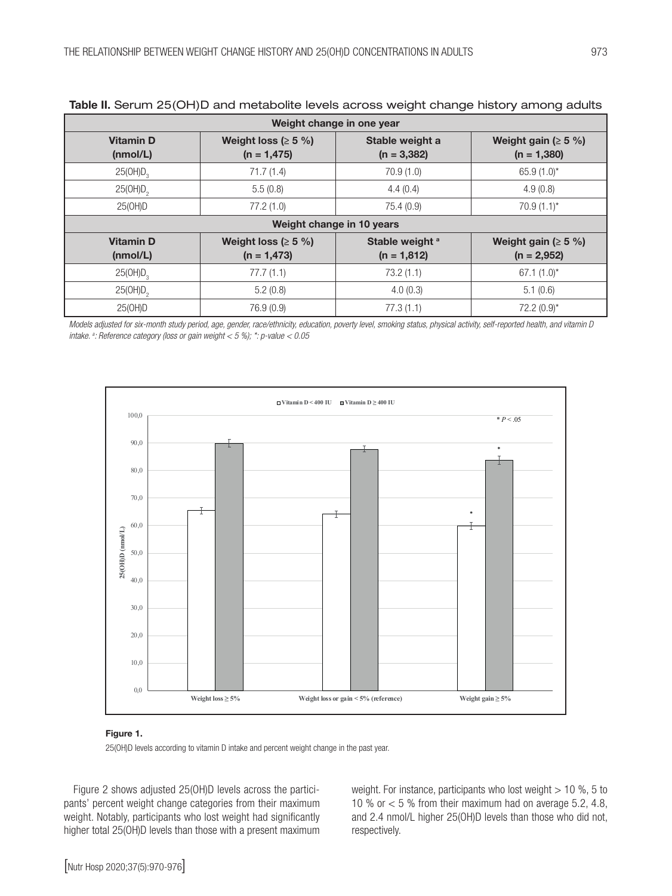**Table II.** Serum 25(OH)D and metabolite levels across weight change history among adults

| Weight change in one year | | | |
|---|---|---|---|
| **Vitamin D (nmol/L)** | **Weight loss (≥ 5 %) (n = 1,475)** | **Stable weight a (n = 3,382)** | **Weight gain (≥ 5 %) (n = 1,380)** |
| $25(OH)D_3$ | 71.7 (1.4) | 70.9 (1.0) | 65.9 (1.0)* |
| $25(OH)D_2$ | 5.5 (0.8) | 4.4 (0.4) | 4.9 (0.8) |
| 25(OH)D | 77.2 (1.0) | 75.4 (0.9) | 70.9 (1.1)* |
| **Weight change in 10 years** | | | |
| **Vitamin D (nmol/L)** | **Weight loss (≥ 5 %) (n = 1,473)** | **Stable weight [a] (n = 1,812)** | **Weight gain (≥ 5 %) (n = 2,952)** |
| $25(OH)D_3$ | 77.7 (1.1) | 73.2 (1.1) | 67.1 (1.0)* |
| $25(OH)D_2$ | 5.2 (0.8) | 4.0 (0.3) | 5.1 (0.6) |
| 25(OH)D | 76.9 (0.9) | 77.3 (1.1) | 72.2 (0.9)* |

*Models adjusted for six-month study period, age, gender, race/ethnicity, education, poverty level, smoking status, physical activity, self-reported health, and vitamin D intake. [a]: Reference category (loss or gain weight < 5 %); *: p-value < 0.05*

**Figure 1.**

25(OH)D levels according to vitamin D intake and percent weight change in the past year.

Figure 2 shows adjusted 25(OH)D levels across the participants' percent weight change categories from their maximum weight. Notably, participants who lost weight had significantly higher total 25(OH)D levels than those with a present maximum weight. For instance, participants who lost weight > 10 %, 5 to 10 % or < 5 % from their maximum had on average 5.2, 4.8, and 2.4 nmol/L higher 25(OH)D levels than those who did not, respectively.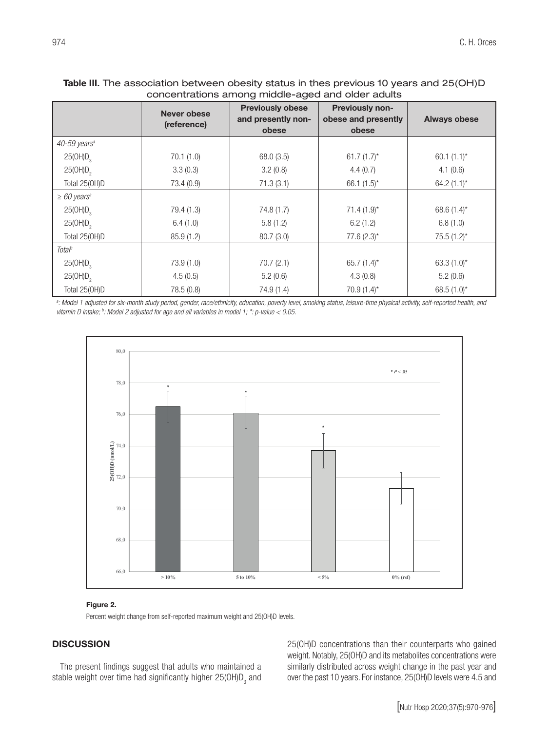**Table III.** The association between obesity status in thes previous 10 years and 25(OH)D concentrations among middle-aged and older adults

| | Never obese (reference) | Previously obese and presently non-obese | Previously non-obese and presently obese | Always obese |
|---|---|---|---|---|
| *40-59 years*[a] | | | | |
| $25(OH)D_3$ | 70.1 (1.0) | 68.0 (3.5) | 61.7 (1.7)* | 60.1 (1.1)* |
| $25(OH)D_2$ | 3.3 (0.3) | 3.2 (0.8) | 4.4 (0.7) | 4.1 (0.6) |
| Total 25(OH)D | 73.4 (0.9) | 71.3 (3.1) | 66.1 (1.5)* | 64.2 (1.1)* |
| *≥ 60 years*[a] | | | | |
| $25(OH)D_3$ | 79.4 (1.3) | 74.8 (1.7) | 71.4 (1.9)* | 68.6 (1.4)* |
| $25(OH)D_2$ | 6.4 (1.0) | 5.8 (1.2) | 6.2 (1.2) | 6.8 (1.0) |
| Total 25(OH)D | 85.9 (1.2) | 80.7 (3.0) | 77.6 (2.3)* | 75.5 (1.2)* |
| *Total*[b] | | | | |
| $25(OH)D_3$ | 73.9 (1.0) | 70.7 (2.1) | 65.7 (1.4)* | 63.3 (1.0)* |
| $25(OH)D_2$ | 4.5 (0.5) | 5.2 (0.6) | 4.3 (0.8) | 5.2 (0.6) |
| Total 25(OH)D | 78.5 (0.8) | 74.9 (1.4) | 70.9 (1.4)* | 68.5 (1.0)* |

*[a]: Model 1 adjusted for six-month study period, gender, race/ethnicity, education, poverty level, smoking status, leisure-time physical activity, self-reported health, and vitamin D intake; [b]: Model 2 adjusted for age and all variables in model 1; *: p-value < 0.05.*

**Figure 2.**

Percent weight change from self-reported maximum weight and 25(OH)D levels.

## DISCUSSION

The present findings suggest that adults who maintained a stable weight over time had significantly higher $25(OH)D_3$ and 25(OH)D concentrations than their counterparts who gained weight. Notably, 25(OH)D and its metabolites concentrations were similarly distributed across weight change in the past year and over the past 10 years. For instance, 25(OH)D levels were 4.5 and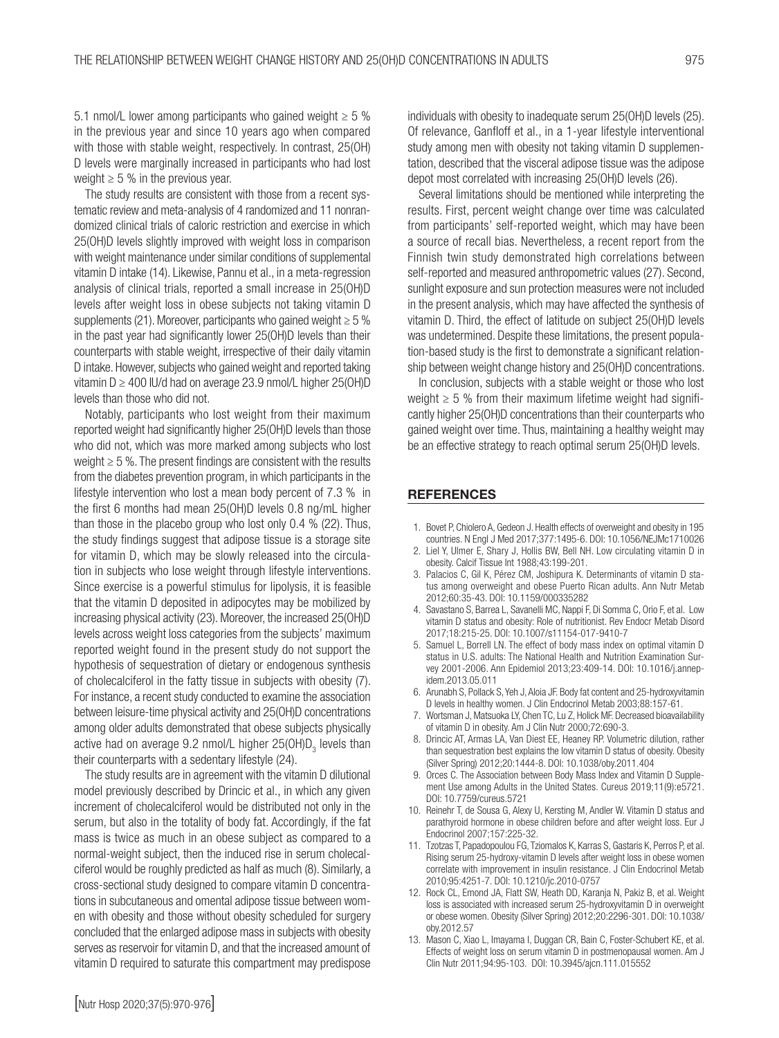5.1 nmol/L lower among participants who gained weight ≥ 5 % in the previous year and since 10 years ago when compared with those with stable weight, respectively. In contrast, 25(OH)D levels were marginally increased in participants who had lost weight ≥ 5 % in the previous year.

The study results are consistent with those from a recent systematic review and meta-analysis of 4 randomized and 11 nonrandomized clinical trials of caloric restriction and exercise in which 25(OH)D levels slightly improved with weight loss in comparison with weight maintenance under similar conditions of supplemental vitamin D intake (14). Likewise, Pannu et al., in a meta-regression analysis of clinical trials, reported a small increase in 25(OH)D levels after weight loss in obese subjects not taking vitamin D supplements (21). Moreover, participants who gained weight ≥ 5 % in the past year had significantly lower 25(OH)D levels than their counterparts with stable weight, irrespective of their daily vitamin D intake. However, subjects who gained weight and reported taking vitamin D ≥ 400 IU/d had on average 23.9 nmol/L higher 25(OH)D levels than those who did not.

Notably, participants who lost weight from their maximum reported weight had significantly higher 25(OH)D levels than those who did not, which was more marked among subjects who lost weight ≥ 5 %. The present findings are consistent with the results from the diabetes prevention program, in which participants in the lifestyle intervention who lost a mean body percent of 7.3 % in the first 6 months had mean 25(OH)D levels 0.8 ng/mL higher than those in the placebo group who lost only 0.4 % (22). Thus, the study findings suggest that adipose tissue is a storage site for vitamin D, which may be slowly released into the circulation in subjects who lose weight through lifestyle interventions. Since exercise is a powerful stimulus for lipolysis, it is feasible that the vitamin D deposited in adipocytes may be mobilized by increasing physical activity (23). Moreover, the increased 25(OH)D levels across weight loss categories from the subjects' maximum reported weight found in the present study do not support the hypothesis of sequestration of dietary or endogenous synthesis of cholecalciferol in the fatty tissue in subjects with obesity (7). For instance, a recent study conducted to examine the association between leisure-time physical activity and 25(OH)D concentrations among older adults demonstrated that obese subjects physically active had on average 9.2 nmol/L higher $25(OH)D_3$ levels than their counterparts with a sedentary lifestyle (24).

The study results are in agreement with the vitamin D dilutional model previously described by Drincic et al., in which any given increment of cholecalciferol would be distributed not only in the serum, but also in the totality of body fat. Accordingly, if the fat mass is twice as much in an obese subject as compared to a normal-weight subject, then the induced rise in serum cholecalciferol would be roughly predicted as half as much (8). Similarly, a cross-sectional study designed to compare vitamin D concentrations in subcutaneous and omental adipose tissue between women with obesity and those without obesity scheduled for surgery concluded that the enlarged adipose mass in subjects with obesity serves as reservoir for vitamin D, and that the increased amount of vitamin D required to saturate this compartment may predispose individuals with obesity to inadequate serum 25(OH)D levels (25). Of relevance, Ganfloff et al., in a 1-year lifestyle interventional study among men with obesity not taking vitamin D supplementation, described that the visceral adipose tissue was the adipose depot most correlated with increasing 25(OH)D levels (26).

Several limitations should be mentioned while interpreting the results. First, percent weight change over time was calculated from participants' self-reported weight, which may have been a source of recall bias. Nevertheless, a recent report from the Finnish twin study demonstrated high correlations between self-reported and measured anthropometric values (27). Second, sunlight exposure and sun protection measures were not included in the present analysis, which may have affected the synthesis of vitamin D. Third, the effect of latitude on subject 25(OH)D levels was undetermined. Despite these limitations, the present population-based study is the first to demonstrate a significant relationship between weight change history and 25(OH)D concentrations.

In conclusion, subjects with a stable weight or those who lost weight ≥ 5 % from their maximum lifetime weight had significantly higher 25(OH)D concentrations than their counterparts who gained weight over time. Thus, maintaining a healthy weight may be an effective strategy to reach optimal serum 25(OH)D levels.

## REFERENCES

1. Bovet P, Chiolero A, Gedeon J. Health effects of overweight and obesity in 195 countries. N Engl J Med 2017;377:1495-6. DOI: 10.1056/NEJMc1710026
2. Liel Y, Ulmer E, Shary J, Hollis BW, Bell NH. Low circulating vitamin D in obesity. Calcif Tissue Int 1988;43:199-201.
3. Palacios C, Gil K, Pérez CM, Joshipura K. Determinants of vitamin D status among overweight and obese Puerto Rican adults. Ann Nutr Metab 2012;60:35-43. DOI: 10.1159/000335282
4. Savastano S, Barrea L, Savanelli MC, Nappi F, Di Somma C, Orio F, et al. Low vitamin D status and obesity: Role of nutritionist. Rev Endocr Metab Disord 2017;18:215-25. DOI: 10.1007/s11154-017-9410-7
5. Samuel L, Borrell LN. The effect of body mass index on optimal vitamin D status in U.S. adults: The National Health and Nutrition Examination Survey 2001-2006. Ann Epidemiol 2013;23:409-14. DOI: 10.1016/j.annepidem.2013.05.011
6. Arunabh S, Pollack S, Yeh J, Aloia JF. Body fat content and 25-hydroxyvitamin D levels in healthy women. J Clin Endocrinol Metab 2003;88:157-61.
7. Wortsman J, Matsuoka LY, Chen TC, Lu Z, Holick MF. Decreased bioavailability of vitamin D in obesity. Am J Clin Nutr 2000;72:690-3.
8. Drincic AT, Armas LA, Van Diest EE, Heaney RP. Volumetric dilution, rather than sequestration best explains the low vitamin D status of obesity. Obesity (Silver Spring) 2012;20:1444-8. DOI: 10.1038/oby.2011.404
9. Orces C. The Association between Body Mass Index and Vitamin D Supplement Use among Adults in the United States. Cureus 2019;11(9):e5721. DOI: 10.7759/cureus.5721
10. Reinehr T, de Sousa G, Alexy U, Kersting M, Andler W. Vitamin D status and parathyroid hormone in obese children before and after weight loss. Eur J Endocrinol 2007;157:225-32.
11. Tzotzas T, Papadopoulou FG, Tziomalos K, Karras S, Gastaris K, Perros P, et al. Rising serum 25-hydroxy-vitamin D levels after weight loss in obese women correlate with improvement in insulin resistance. J Clin Endocrinol Metab 2010;95:4251-7. DOI: 10.1210/jc.2010-0757
12. Rock CL, Emond JA, Flatt SW, Heath DD, Karanja N, Pakiz B, et al. Weight loss is associated with increased serum 25-hydroxyvitamin D in overweight or obese women. Obesity (Silver Spring) 2012;20:2296-301. DOI: 10.1038/oby.2012.57
13. Mason C, Xiao L, Imayama I, Duggan CR, Bain C, Foster-Schubert KE, et al. Effects of weight loss on serum vitamin D in postmenopausal women. Am J Clin Nutr 2011;94:95-103. DOI: 10.3945/ajcn.111.015552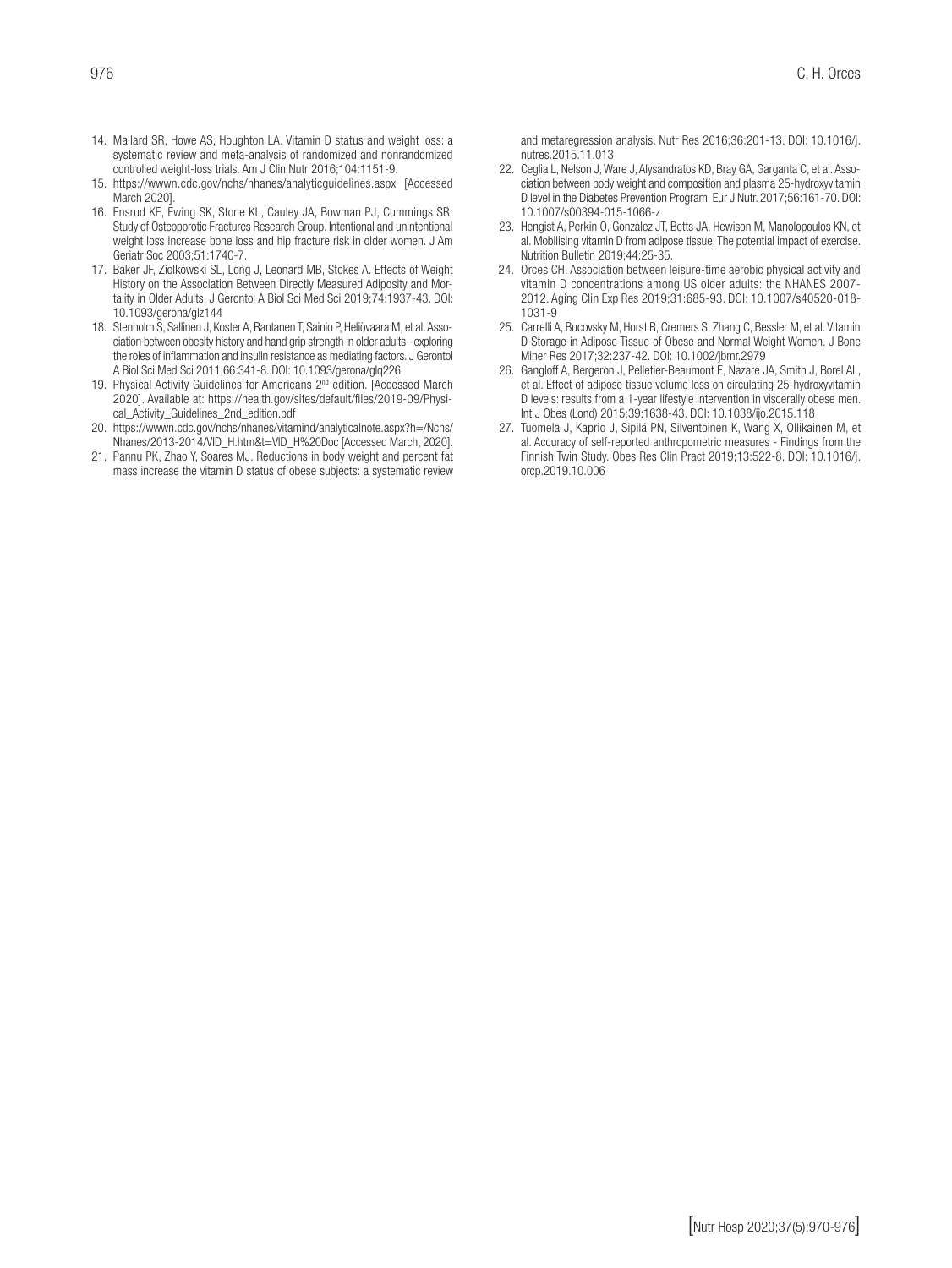14. Mallard SR, Howe AS, Houghton LA. Vitamin D status and weight loss: a systematic review and meta-analysis of randomized and nonrandomized controlled weight-loss trials. Am J Clin Nutr 2016;104:1151-9.
15. https://wwwn.cdc.gov/nchs/nhanes/analyticguidelines.aspx [Accessed March 2020].
16. Ensrud KE, Ewing SK, Stone KL, Cauley JA, Bowman PJ, Cummings SR; Study of Osteoporotic Fractures Research Group. Intentional and unintentional weight loss increase bone loss and hip fracture risk in older women. J Am Geriatr Soc 2003;51:1740-7.
17. Baker JF, Ziolkowski SL, Long J, Leonard MB, Stokes A. Effects of Weight History on the Association Between Directly Measured Adiposity and Mortality in Older Adults. J Gerontol A Biol Sci Med Sci 2019;74:1937-43. DOI: 10.1093/gerona/glz144
18. Stenholm S, Sallinen J, Koster A, Rantanen T, Sainio P, Heliövaara M, et al. Association between obesity history and hand grip strength in older adults--exploring the roles of inflammation and insulin resistance as mediating factors. J Gerontol A Biol Sci Med Sci 2011;66:341-8. DOI: 10.1093/gerona/glq226
19. Physical Activity Guidelines for Americans 2nd edition. [Accessed March 2020]. Available at: https://health.gov/sites/default/files/2019-09/Physical_Activity_Guidelines_2nd_edition.pdf
20. https://wwwn.cdc.gov/nchs/nhanes/vitamind/analyticalnote.aspx?h=/Nchs/Nhanes/2013-2014/VID_H.htm&t=VID_H%20Doc [Accessed March, 2020].
21. Pannu PK, Zhao Y, Soares MJ. Reductions in body weight and percent fat mass increase the vitamin D status of obese subjects: a systematic review and metaregression analysis. Nutr Res 2016;36:201-13. DOI: 10.1016/j.nutres.2015.11.013
22. Ceglia L, Nelson J, Ware J, Alysandratos KD, Bray GA, Garganta C, et al. Association between body weight and composition and plasma 25-hydroxyvitamin D level in the Diabetes Prevention Program. Eur J Nutr. 2017;56:161-70. DOI: 10.1007/s00394-015-1066-z
23. Hengist A, Perkin O, Gonzalez JT, Betts JA, Hewison M, Manolopoulos KN, et al. Mobilising vitamin D from adipose tissue: The potential impact of exercise. Nutrition Bulletin 2019;44:25-35.
24. Orces CH. Association between leisure-time aerobic physical activity and vitamin D concentrations among US older adults: the NHANES 2007-2012. Aging Clin Exp Res 2019;31:685-93. DOI: 10.1007/s40520-018-1031-9
25. Carrelli A, Bucovsky M, Horst R, Cremers S, Zhang C, Bessler M, et al. Vitamin D Storage in Adipose Tissue of Obese and Normal Weight Women. J Bone Miner Res 2017;32:237-42. DOI: 10.1002/jbmr.2979
26. Gangloff A, Bergeron J, Pelletier-Beaumont E, Nazare JA, Smith J, Borel AL, et al. Effect of adipose tissue volume loss on circulating 25-hydroxyvitamin D levels: results from a 1-year lifestyle intervention in viscerally obese men. Int J Obes (Lond) 2015;39:1638-43. DOI: 10.1038/ijo.2015.118
27. Tuomela J, Kaprio J, Sipilä PN, Silventoinen K, Wang X, Ollikainen M, et al. Accuracy of self-reported anthropometric measures - Findings from the Finnish Twin Study. Obes Res Clin Pract 2019;13:522-8. DOI: 10.1016/j.orcp.2019.10.006